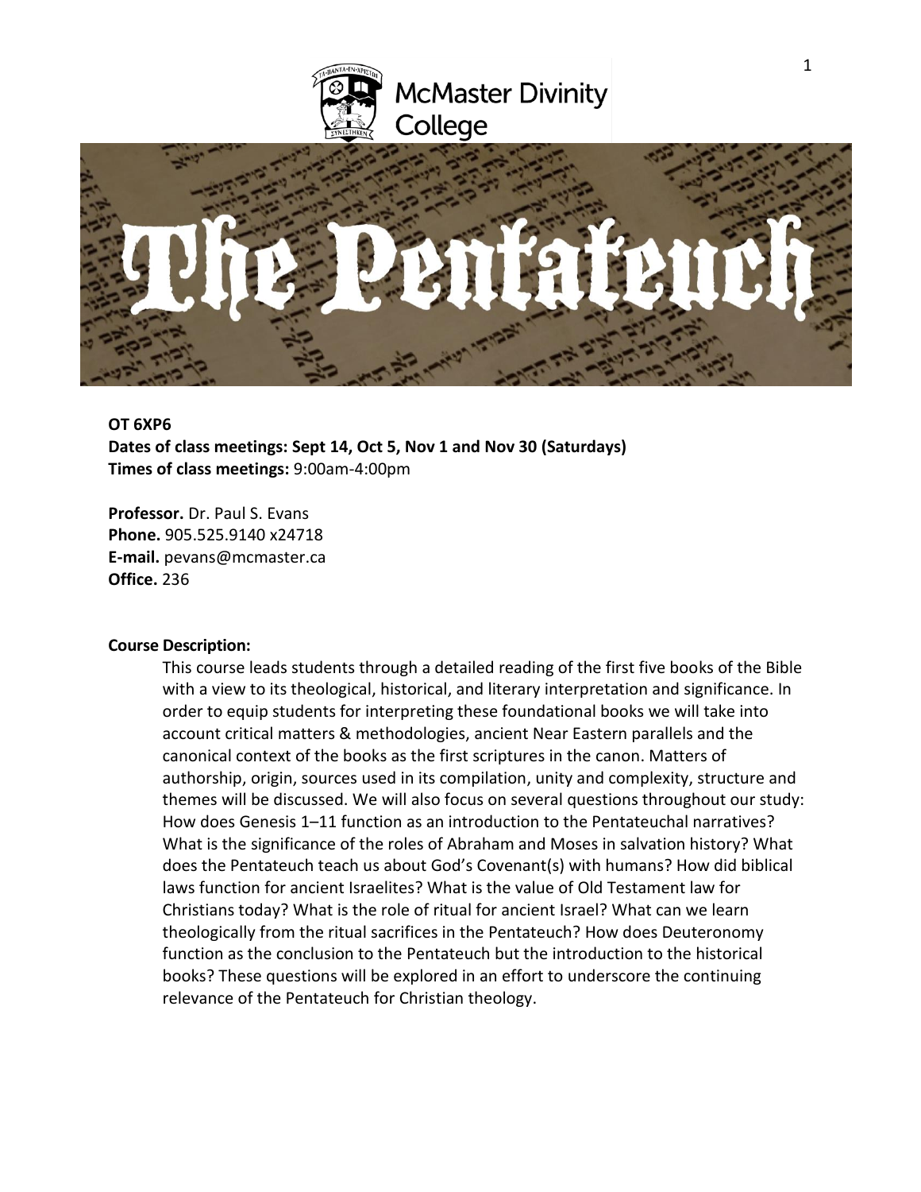McMaster Divinity College

# The Pentateuch

**OT 6XP6**
**Dates of class meetings: Sept 14, Oct 5, Nov 1 and Nov 30 (Saturdays)**
**Times of class meetings:** 9:00am-4:00pm

**Professor.** Dr. Paul S. Evans
**Phone.** 905.525.9140 x24718
**E-mail.** pevans@mcmaster.ca
**Office.** 236

**Course Description:**

This course leads students through a detailed reading of the first five books of the Bible with a view to its theological, historical, and literary interpretation and significance. In order to equip students for interpreting these foundational books we will take into account critical matters & methodologies, ancient Near Eastern parallels and the canonical context of the books as the first scriptures in the canon. Matters of authorship, origin, sources used in its compilation, unity and complexity, structure and themes will be discussed. We will also focus on several questions throughout our study: How does Genesis 1–11 function as an introduction to the Pentateuchal narratives? What is the significance of the roles of Abraham and Moses in salvation history? What does the Pentateuch teach us about God's Covenant(s) with humans? How did biblical laws function for ancient Israelites? What is the value of Old Testament law for Christians today? What is the role of ritual for ancient Israel? What can we learn theologically from the ritual sacrifices in the Pentateuch? How does Deuteronomy function as the conclusion to the Pentateuch but the introduction to the historical books? These questions will be explored in an effort to underscore the continuing relevance of the Pentateuch for Christian theology.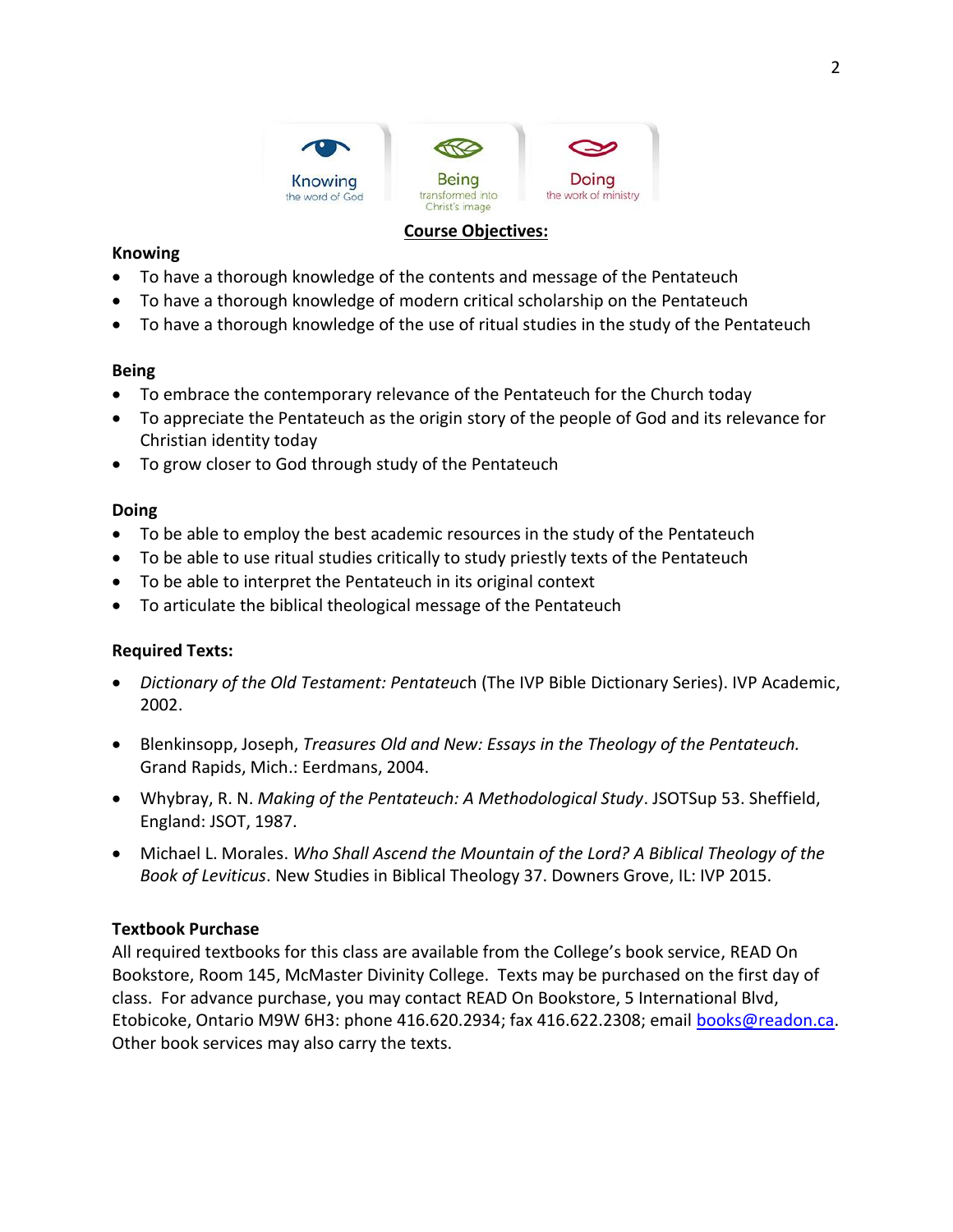Knowing the word of God | Being transformed into Christ's image | Doing the work of ministry

## Course Objectives:

### Knowing

- To have a thorough knowledge of the contents and message of the Pentateuch
- To have a thorough knowledge of modern critical scholarship on the Pentateuch
- To have a thorough knowledge of the use of ritual studies in the study of the Pentateuch

### Being

- To embrace the contemporary relevance of the Pentateuch for the Church today
- To appreciate the Pentateuch as the origin story of the people of God and its relevance for Christian identity today
- To grow closer to God through study of the Pentateuch

### Doing

- To be able to employ the best academic resources in the study of the Pentateuch
- To be able to use ritual studies critically to study priestly texts of the Pentateuch
- To be able to interpret the Pentateuch in its original context
- To articulate the biblical theological message of the Pentateuch

### Required Texts:

- *Dictionary of the Old Testament: Pentateuc*h (The IVP Bible Dictionary Series). IVP Academic, 2002.
- Blenkinsopp, Joseph, *Treasures Old and New: Essays in the Theology of the Pentateuch.* Grand Rapids, Mich.: Eerdmans, 2004.
- Whybray, R. N. *Making of the Pentateuch: A Methodological Study*. JSOTSup 53. Sheffield, England: JSOT, 1987.
- Michael L. Morales. *Who Shall Ascend the Mountain of the Lord? A Biblical Theology of the Book of Leviticus*. New Studies in Biblical Theology 37. Downers Grove, IL: IVP 2015.

### Textbook Purchase

All required textbooks for this class are available from the College's book service, READ On Bookstore, Room 145, McMaster Divinity College. Texts may be purchased on the first day of class. For advance purchase, you may contact READ On Bookstore, 5 International Blvd, Etobicoke, Ontario M9W 6H3: phone 416.620.2934; fax 416.622.2308; email books@readon.ca. Other book services may also carry the texts.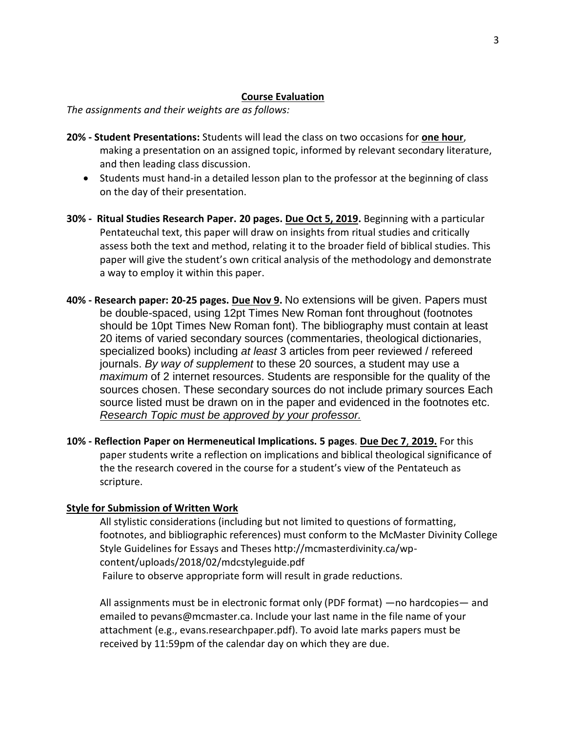## Course Evaluation

*The assignments and their weights are as follows:*

**20% - Student Presentations:** Students will lead the class on two occasions for **one hour**, making a presentation on an assigned topic, informed by relevant secondary literature, and then leading class discussion.

- Students must hand-in a detailed lesson plan to the professor at the beginning of class on the day of their presentation.

**30% - Ritual Studies Research Paper. 20 pages. Due Oct 5, 2019.** Beginning with a particular Pentateuchal text, this paper will draw on insights from ritual studies and critically assess both the text and method, relating it to the broader field of biblical studies. This paper will give the student's own critical analysis of the methodology and demonstrate a way to employ it within this paper.

**40% - Research paper: 20-25 pages. Due Nov 9.** No extensions will be given. Papers must be double-spaced, using 12pt Times New Roman font throughout (footnotes should be 10pt Times New Roman font). The bibliography must contain at least 20 items of varied secondary sources (commentaries, theological dictionaries, specialized books) including *at least* 3 articles from peer reviewed / refereed journals. *By way of supplement* to these 20 sources, a student may use a *maximum* of 2 internet resources. Students are responsible for the quality of the sources chosen. These secondary sources do not include primary sources Each source listed must be drawn on in the paper and evidenced in the footnotes etc. *Research Topic must be approved by your professor.*

**10% - Reflection Paper on Hermeneutical Implications. 5 pages. Due Dec 7, 2019.** For this paper students write a reflection on implications and biblical theological significance of the the research covered in the course for a student's view of the Pentateuch as scripture.

### Style for Submission of Written Work

All stylistic considerations (including but not limited to questions of formatting, footnotes, and bibliographic references) must conform to the McMaster Divinity College Style Guidelines for Essays and Theses http://mcmasterdivinity.ca/wp-content/uploads/2018/02/mdcstyleguide.pdf
Failure to observe appropriate form will result in grade reductions.

All assignments must be in electronic format only (PDF format) —no hardcopies— and emailed to pevans@mcmaster.ca. Include your last name in the file name of your attachment (e.g., evans.researchpaper.pdf). To avoid late marks papers must be received by 11:59pm of the calendar day on which they are due.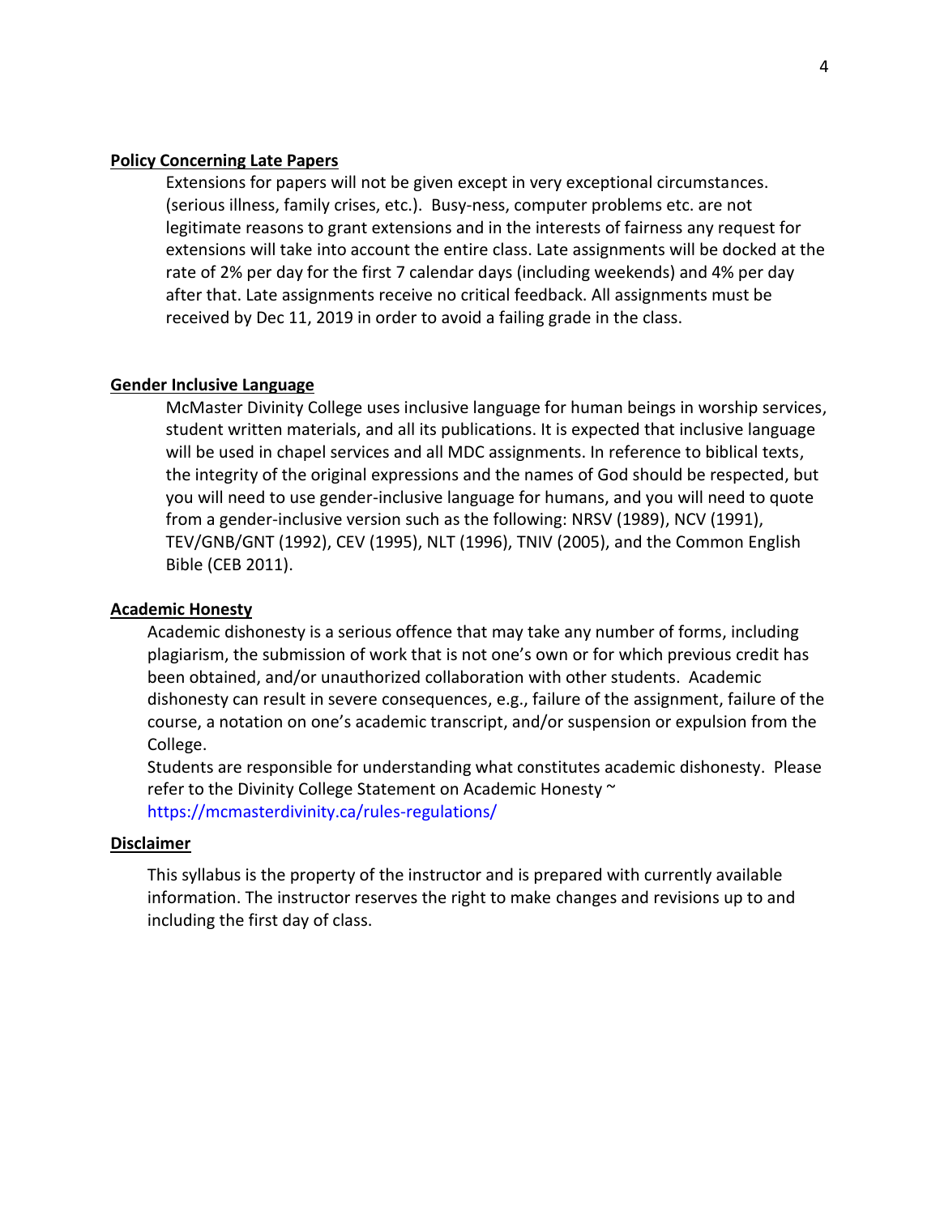**Policy Concerning Late Papers**

Extensions for papers will not be given except in very exceptional circumstances. (serious illness, family crises, etc.). Busy-ness, computer problems etc. are not legitimate reasons to grant extensions and in the interests of fairness any request for extensions will take into account the entire class. Late assignments will be docked at the rate of 2% per day for the first 7 calendar days (including weekends) and 4% per day after that. Late assignments receive no critical feedback. All assignments must be received by Dec 11, 2019 in order to avoid a failing grade in the class.

**Gender Inclusive Language**

McMaster Divinity College uses inclusive language for human beings in worship services, student written materials, and all its publications. It is expected that inclusive language will be used in chapel services and all MDC assignments. In reference to biblical texts, the integrity of the original expressions and the names of God should be respected, but you will need to use gender-inclusive language for humans, and you will need to quote from a gender-inclusive version such as the following: NRSV (1989), NCV (1991), TEV/GNB/GNT (1992), CEV (1995), NLT (1996), TNIV (2005), and the Common English Bible (CEB 2011).

**Academic Honesty**

Academic dishonesty is a serious offence that may take any number of forms, including plagiarism, the submission of work that is not one's own or for which previous credit has been obtained, and/or unauthorized collaboration with other students. Academic dishonesty can result in severe consequences, e.g., failure of the assignment, failure of the course, a notation on one's academic transcript, and/or suspension or expulsion from the College.

Students are responsible for understanding what constitutes academic dishonesty. Please refer to the Divinity College Statement on Academic Honesty ~ https://mcmasterdivinity.ca/rules-regulations/

**Disclaimer**

This syllabus is the property of the instructor and is prepared with currently available information. The instructor reserves the right to make changes and revisions up to and including the first day of class.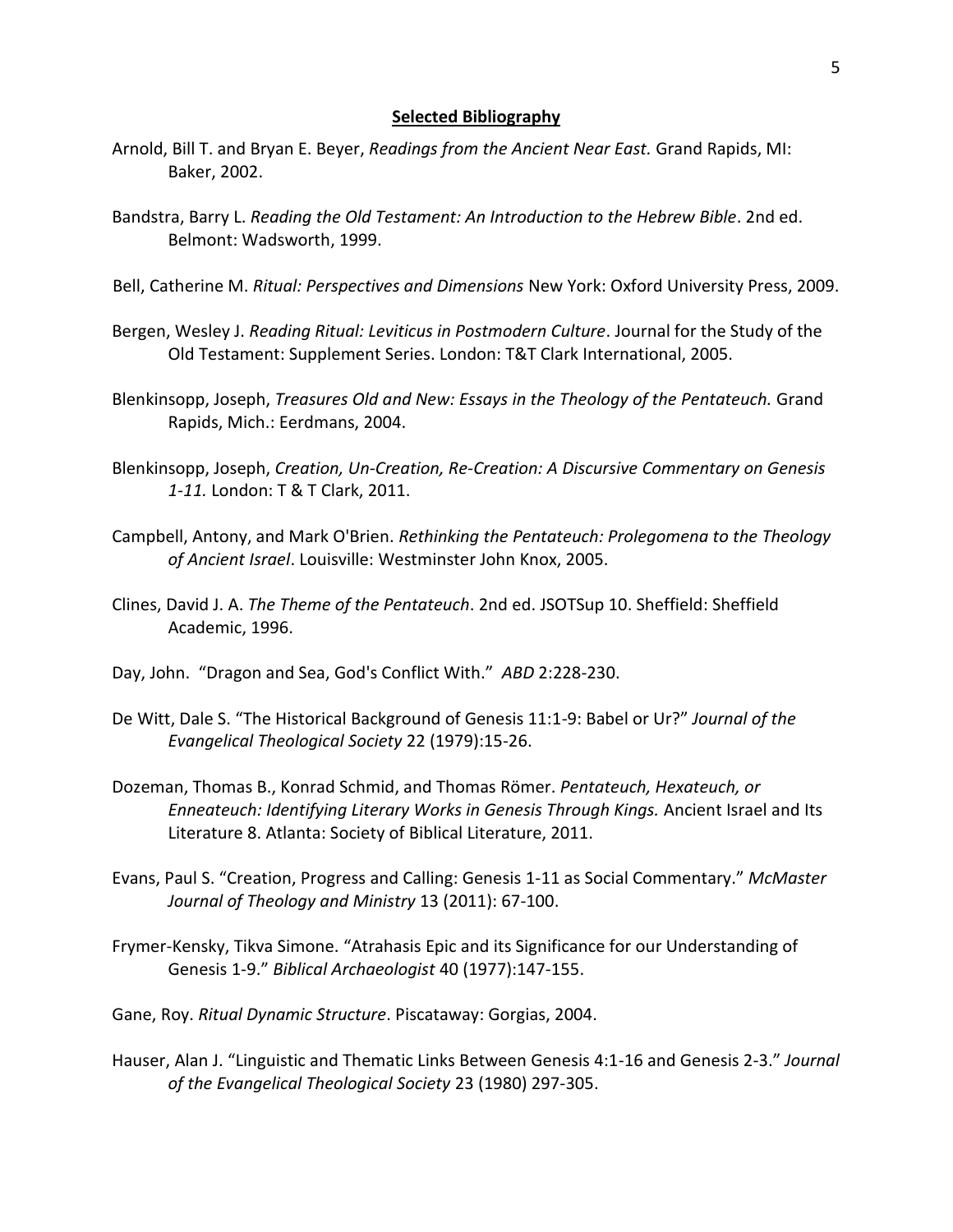## **Selected Bibliography**

Arnold, Bill T. and Bryan E. Beyer, *Readings from the Ancient Near East.* Grand Rapids, MI: Baker, 2002.

Bandstra, Barry L. *Reading the Old Testament: An Introduction to the Hebrew Bible*. 2nd ed. Belmont: Wadsworth, 1999.

Bell, Catherine M. *Ritual: Perspectives and Dimensions* New York: Oxford University Press, 2009.

Bergen, Wesley J. *Reading Ritual: Leviticus in Postmodern Culture*. Journal for the Study of the Old Testament: Supplement Series. London: T&T Clark International, 2005.

Blenkinsopp, Joseph, *Treasures Old and New: Essays in the Theology of the Pentateuch.* Grand Rapids, Mich.: Eerdmans, 2004.

Blenkinsopp, Joseph, *Creation, Un-Creation, Re-Creation: A Discursive Commentary on Genesis 1-11.* London: T & T Clark, 2011.

Campbell, Antony, and Mark O'Brien. *Rethinking the Pentateuch: Prolegomena to the Theology of Ancient Israel*. Louisville: Westminster John Knox, 2005.

Clines, David J. A. *The Theme of the Pentateuch*. 2nd ed. JSOTSup 10. Sheffield: Sheffield Academic, 1996.

Day, John. "Dragon and Sea, God's Conflict With." *ABD* 2:228-230.

De Witt, Dale S. "The Historical Background of Genesis 11:1-9: Babel or Ur?" *Journal of the Evangelical Theological Society* 22 (1979):15-26.

Dozeman, Thomas B., Konrad Schmid, and Thomas Römer. *Pentateuch, Hexateuch, or Enneateuch: Identifying Literary Works in Genesis Through Kings.* Ancient Israel and Its Literature 8. Atlanta: Society of Biblical Literature, 2011.

Evans, Paul S. "Creation, Progress and Calling: Genesis 1-11 as Social Commentary." *McMaster Journal of Theology and Ministry* 13 (2011): 67-100.

Frymer-Kensky, Tikva Simone. "Atrahasis Epic and its Significance for our Understanding of Genesis 1-9." *Biblical Archaeologist* 40 (1977):147-155.

Gane, Roy. *Ritual Dynamic Structure*. Piscataway: Gorgias, 2004.

Hauser, Alan J. "Linguistic and Thematic Links Between Genesis 4:1-16 and Genesis 2-3." *Journal of the Evangelical Theological Society* 23 (1980) 297-305.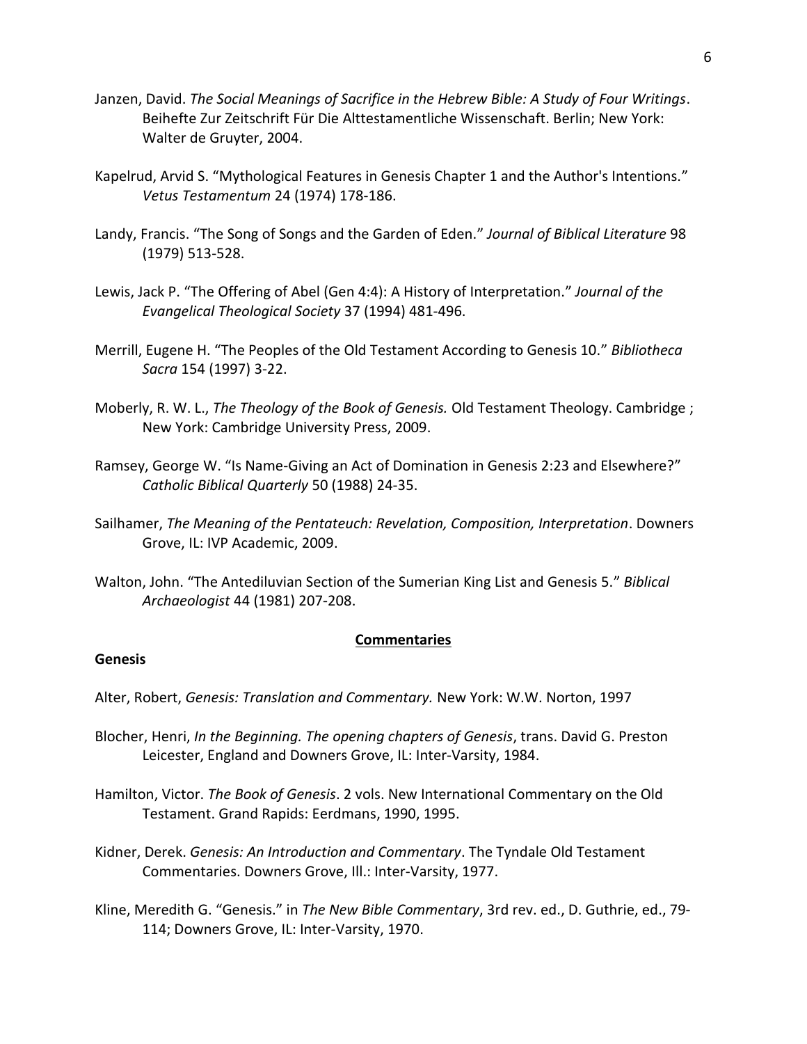Janzen, David. *The Social Meanings of Sacrifice in the Hebrew Bible: A Study of Four Writings*. Beihefte Zur Zeitschrift Für Die Alttestamentliche Wissenschaft. Berlin; New York: Walter de Gruyter, 2004.

Kapelrud, Arvid S. "Mythological Features in Genesis Chapter 1 and the Author's Intentions." *Vetus Testamentum* 24 (1974) 178-186.

Landy, Francis. "The Song of Songs and the Garden of Eden." *Journal of Biblical Literature* 98 (1979) 513-528.

Lewis, Jack P. "The Offering of Abel (Gen 4:4): A History of Interpretation." *Journal of the Evangelical Theological Society* 37 (1994) 481-496.

Merrill, Eugene H. "The Peoples of the Old Testament According to Genesis 10." *Bibliotheca Sacra* 154 (1997) 3-22.

Moberly, R. W. L., *The Theology of the Book of Genesis.* Old Testament Theology. Cambridge ; New York: Cambridge University Press, 2009.

Ramsey, George W. "Is Name-Giving an Act of Domination in Genesis 2:23 and Elsewhere?" *Catholic Biblical Quarterly* 50 (1988) 24-35.

Sailhamer, *The Meaning of the Pentateuch: Revelation, Composition, Interpretation*. Downers Grove, IL: IVP Academic, 2009.

Walton, John. "The Antediluvian Section of the Sumerian King List and Genesis 5." *Biblical Archaeologist* 44 (1981) 207-208.

## Commentaries

### Genesis

Alter, Robert, *Genesis: Translation and Commentary.* New York: W.W. Norton, 1997

Blocher, Henri, *In the Beginning. The opening chapters of Genesis*, trans. David G. Preston Leicester, England and Downers Grove, IL: Inter-Varsity, 1984.

Hamilton, Victor. *The Book of Genesis*. 2 vols. New International Commentary on the Old Testament. Grand Rapids: Eerdmans, 1990, 1995.

Kidner, Derek. *Genesis: An Introduction and Commentary*. The Tyndale Old Testament Commentaries. Downers Grove, Ill.: Inter-Varsity, 1977.

Kline, Meredith G. "Genesis." in *The New Bible Commentary*, 3rd rev. ed., D. Guthrie, ed., 79-114; Downers Grove, IL: Inter-Varsity, 1970.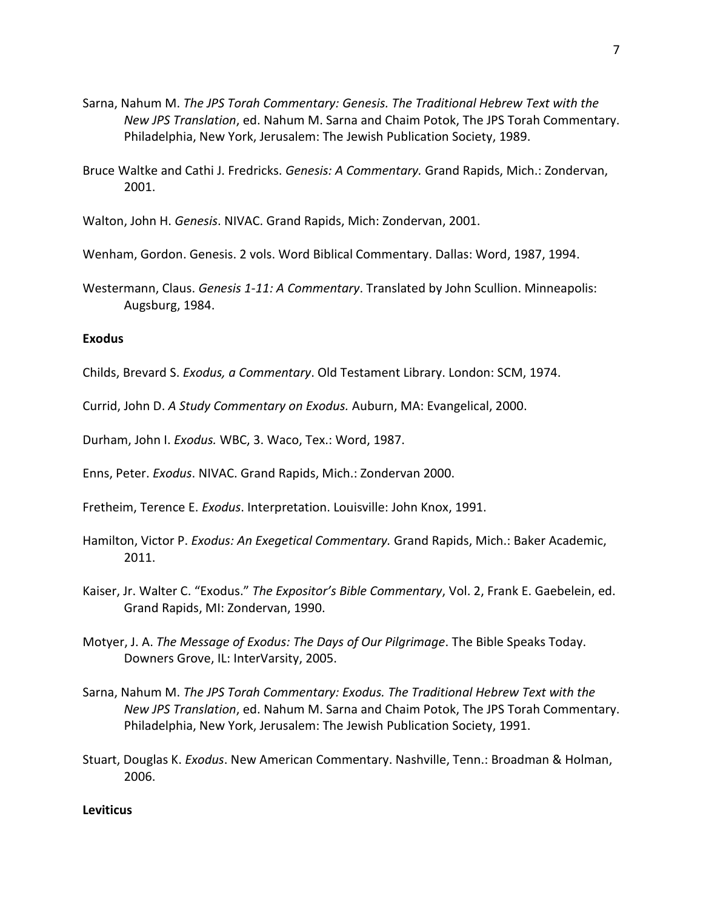Sarna, Nahum M. *The JPS Torah Commentary: Genesis. The Traditional Hebrew Text with the New JPS Translation*, ed. Nahum M. Sarna and Chaim Potok, The JPS Torah Commentary. Philadelphia, New York, Jerusalem: The Jewish Publication Society, 1989.

Bruce Waltke and Cathi J. Fredricks. *Genesis: A Commentary.* Grand Rapids, Mich.: Zondervan, 2001.

Walton, John H. *Genesis*. NIVAC. Grand Rapids, Mich: Zondervan, 2001.

Wenham, Gordon. Genesis. 2 vols. Word Biblical Commentary. Dallas: Word, 1987, 1994.

Westermann, Claus. *Genesis 1-11: A Commentary*. Translated by John Scullion. Minneapolis: Augsburg, 1984.

**Exodus**

Childs, Brevard S. *Exodus, a Commentary*. Old Testament Library. London: SCM, 1974.

Currid, John D. *A Study Commentary on Exodus.* Auburn, MA: Evangelical, 2000.

Durham, John I. *Exodus.* WBC, 3. Waco, Tex.: Word, 1987.

Enns, Peter. *Exodus*. NIVAC. Grand Rapids, Mich.: Zondervan 2000.

Fretheim, Terence E. *Exodus*. Interpretation. Louisville: John Knox, 1991.

Hamilton, Victor P. *Exodus: An Exegetical Commentary.* Grand Rapids, Mich.: Baker Academic, 2011.

Kaiser, Jr. Walter C. "Exodus." *The Expositor's Bible Commentary*, Vol. 2, Frank E. Gaebelein, ed. Grand Rapids, MI: Zondervan, 1990.

Motyer, J. A. *The Message of Exodus: The Days of Our Pilgrimage*. The Bible Speaks Today. Downers Grove, IL: InterVarsity, 2005.

Sarna, Nahum M. *The JPS Torah Commentary: Exodus. The Traditional Hebrew Text with the New JPS Translation*, ed. Nahum M. Sarna and Chaim Potok, The JPS Torah Commentary. Philadelphia, New York, Jerusalem: The Jewish Publication Society, 1991.

Stuart, Douglas K. *Exodus*. New American Commentary. Nashville, Tenn.: Broadman & Holman, 2006.

**Leviticus**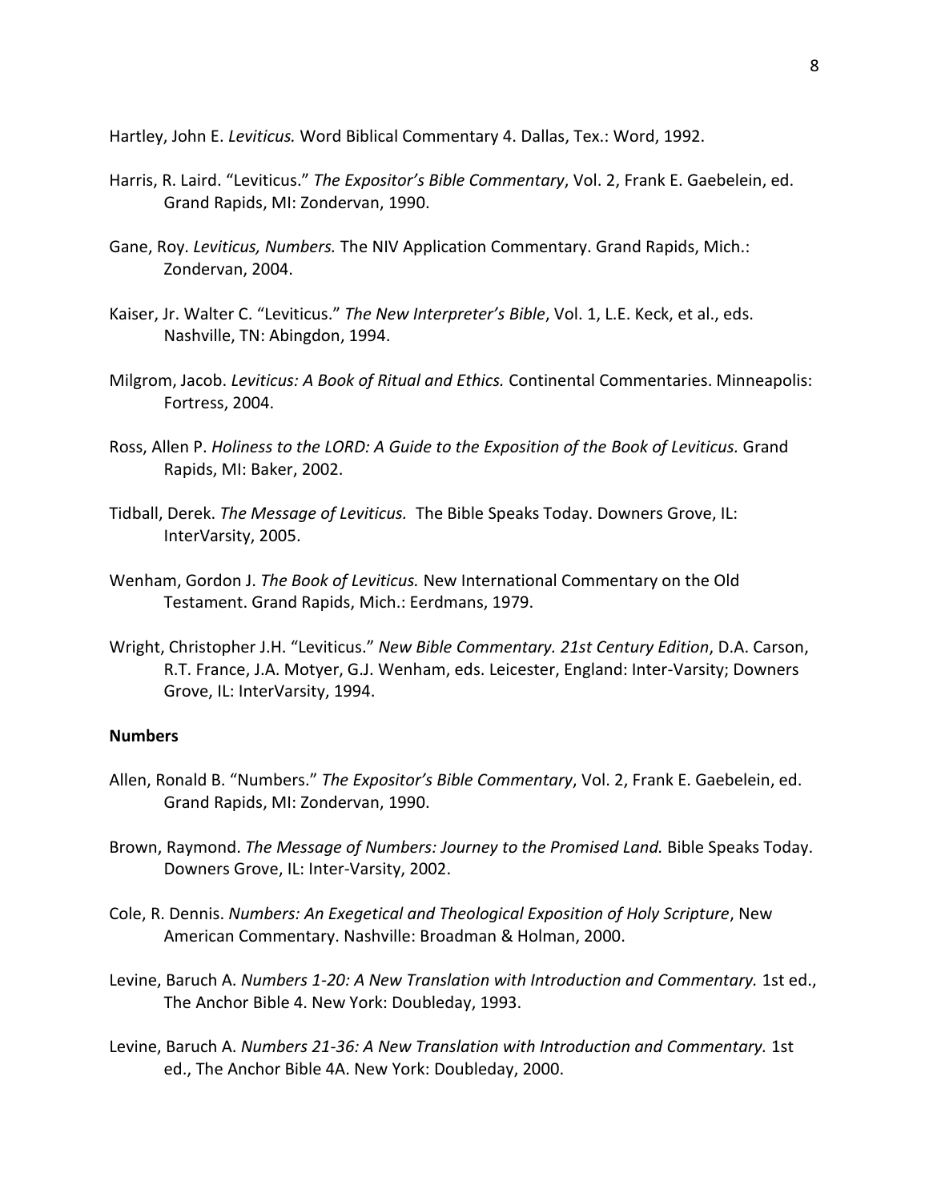Hartley, John E. *Leviticus.* Word Biblical Commentary 4. Dallas, Tex.: Word, 1992.

Harris, R. Laird. "Leviticus." *The Expositor's Bible Commentary*, Vol. 2, Frank E. Gaebelein, ed. Grand Rapids, MI: Zondervan, 1990.

Gane, Roy. *Leviticus, Numbers.* The NIV Application Commentary. Grand Rapids, Mich.: Zondervan, 2004.

Kaiser, Jr. Walter C. "Leviticus." *The New Interpreter's Bible*, Vol. 1, L.E. Keck, et al., eds. Nashville, TN: Abingdon, 1994.

Milgrom, Jacob. *Leviticus: A Book of Ritual and Ethics.* Continental Commentaries. Minneapolis: Fortress, 2004.

Ross, Allen P. *Holiness to the LORD: A Guide to the Exposition of the Book of Leviticus.* Grand Rapids, MI: Baker, 2002.

Tidball, Derek. *The Message of Leviticus.* The Bible Speaks Today. Downers Grove, IL: InterVarsity, 2005.

Wenham, Gordon J. *The Book of Leviticus.* New International Commentary on the Old Testament. Grand Rapids, Mich.: Eerdmans, 1979.

Wright, Christopher J.H. "Leviticus." *New Bible Commentary. 21st Century Edition*, D.A. Carson, R.T. France, J.A. Motyer, G.J. Wenham, eds. Leicester, England: Inter-Varsity; Downers Grove, IL: InterVarsity, 1994.

**Numbers**

Allen, Ronald B. "Numbers." *The Expositor's Bible Commentary*, Vol. 2, Frank E. Gaebelein, ed. Grand Rapids, MI: Zondervan, 1990.

Brown, Raymond. *The Message of Numbers: Journey to the Promised Land.* Bible Speaks Today. Downers Grove, IL: Inter-Varsity, 2002.

Cole, R. Dennis. *Numbers: An Exegetical and Theological Exposition of Holy Scripture*, New American Commentary. Nashville: Broadman & Holman, 2000.

Levine, Baruch A. *Numbers 1-20: A New Translation with Introduction and Commentary.* 1st ed., The Anchor Bible 4. New York: Doubleday, 1993.

Levine, Baruch A. *Numbers 21-36: A New Translation with Introduction and Commentary.* 1st ed., The Anchor Bible 4A. New York: Doubleday, 2000.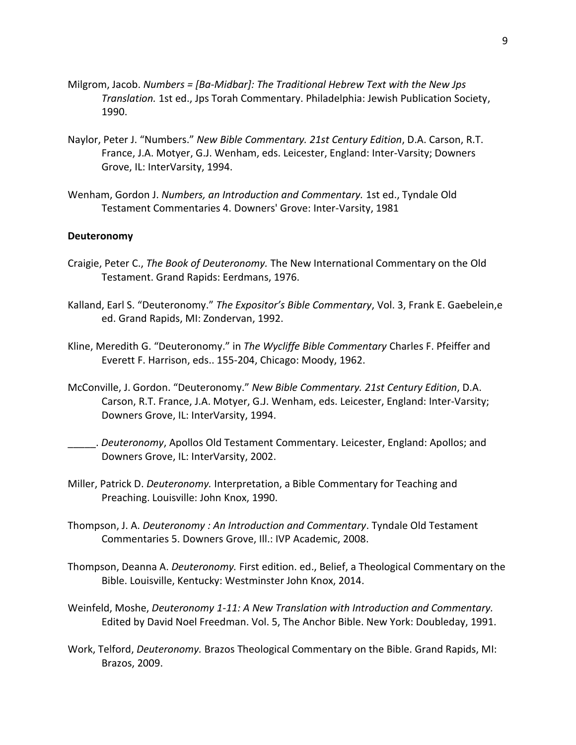Milgrom, Jacob. *Numbers = [Ba-Midbar]: The Traditional Hebrew Text with the New Jps Translation.* 1st ed., Jps Torah Commentary. Philadelphia: Jewish Publication Society, 1990.

Naylor, Peter J. "Numbers." *New Bible Commentary. 21st Century Edition*, D.A. Carson, R.T. France, J.A. Motyer, G.J. Wenham, eds. Leicester, England: Inter-Varsity; Downers Grove, IL: InterVarsity, 1994.

Wenham, Gordon J. *Numbers, an Introduction and Commentary.* 1st ed., Tyndale Old Testament Commentaries 4. Downers' Grove: Inter-Varsity, 1981

**Deuteronomy**

Craigie, Peter C., *The Book of Deuteronomy.* The New International Commentary on the Old Testament. Grand Rapids: Eerdmans, 1976.

Kalland, Earl S. "Deuteronomy." *The Expositor's Bible Commentary*, Vol. 3, Frank E. Gaebelein,e ed. Grand Rapids, MI: Zondervan, 1992.

Kline, Meredith G. "Deuteronomy." in *The Wycliffe Bible Commentary* Charles F. Pfeiffer and Everett F. Harrison, eds.. 155-204, Chicago: Moody, 1962.

McConville, J. Gordon. "Deuteronomy." *New Bible Commentary. 21st Century Edition*, D.A. Carson, R.T. France, J.A. Motyer, G.J. Wenham, eds. Leicester, England: Inter-Varsity; Downers Grove, IL: InterVarsity, 1994.

_____. *Deuteronomy*, Apollos Old Testament Commentary. Leicester, England: Apollos; and Downers Grove, IL: InterVarsity, 2002.

Miller, Patrick D. *Deuteronomy.* Interpretation, a Bible Commentary for Teaching and Preaching. Louisville: John Knox, 1990.

Thompson, J. A. *Deuteronomy : An Introduction and Commentary*. Tyndale Old Testament Commentaries 5. Downers Grove, Ill.: IVP Academic, 2008.

Thompson, Deanna A. *Deuteronomy.* First edition. ed., Belief, a Theological Commentary on the Bible. Louisville, Kentucky: Westminster John Knox, 2014.

Weinfeld, Moshe, *Deuteronomy 1-11: A New Translation with Introduction and Commentary.* Edited by David Noel Freedman. Vol. 5, The Anchor Bible. New York: Doubleday, 1991.

Work, Telford, *Deuteronomy.* Brazos Theological Commentary on the Bible. Grand Rapids, MI: Brazos, 2009.